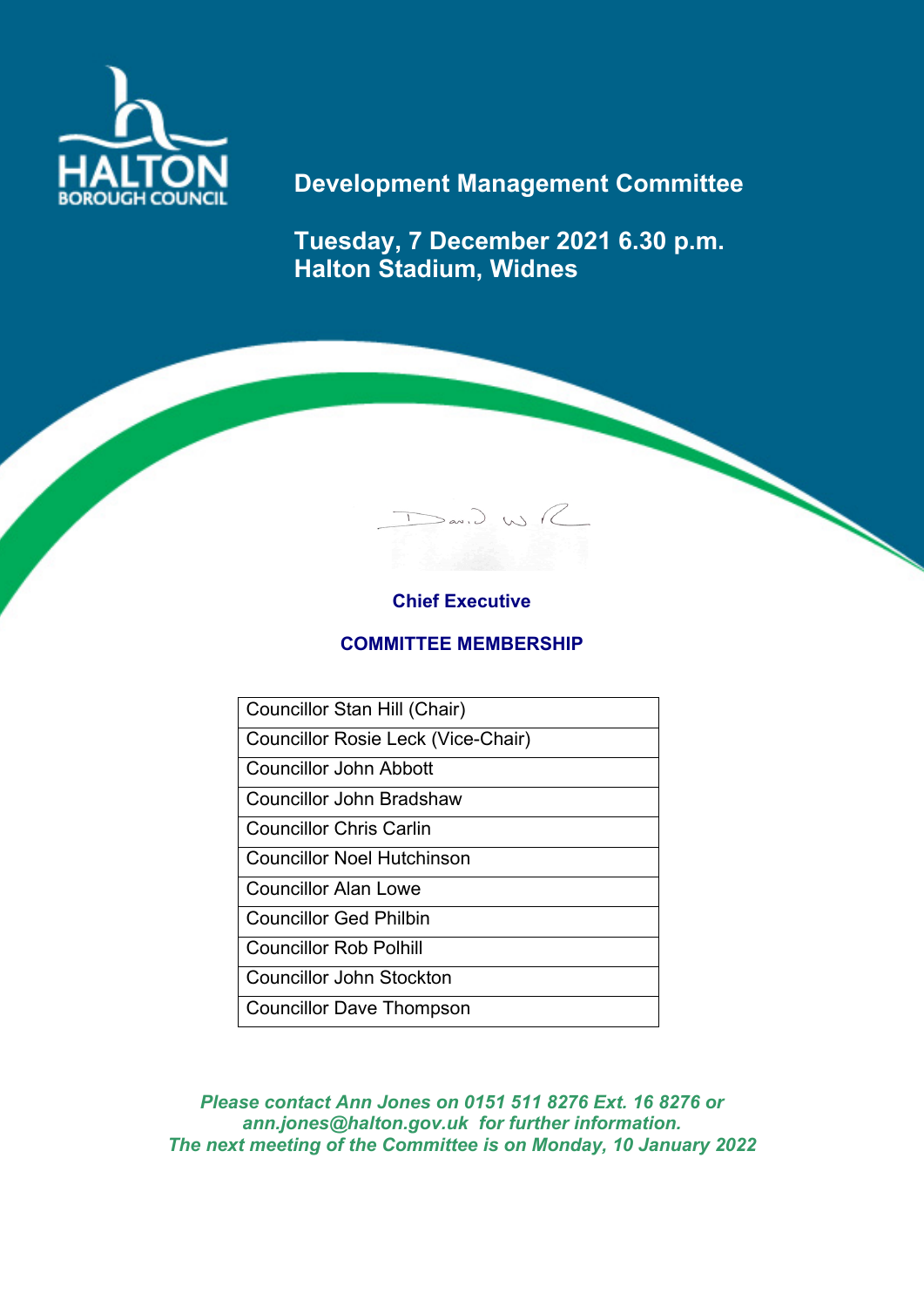HALTON
BOROUGH COUNCIL

# Development Management Committee

## Tuesday, 7 December 2021 6.30 p.m.
## Halton Stadium, Widnes

**Chief Executive**

**COMMITTEE MEMBERSHIP**

| Councillor Stan Hill (Chair) |
|---|
| Councillor Rosie Leck (Vice-Chair) |
| Councillor John Abbott |
| Councillor John Bradshaw |
| Councillor Chris Carlin |
| Councillor Noel Hutchinson |
| Councillor Alan Lowe |
| Councillor Ged Philbin |
| Councillor Rob Polhill |
| Councillor John Stockton |
| Councillor Dave Thompson |

*Please contact Ann Jones on 0151 511 8276 Ext. 16 8276 or ann.jones@halton.gov.uk for further information.*
*The next meeting of the Committee is on Monday, 10 January 2022*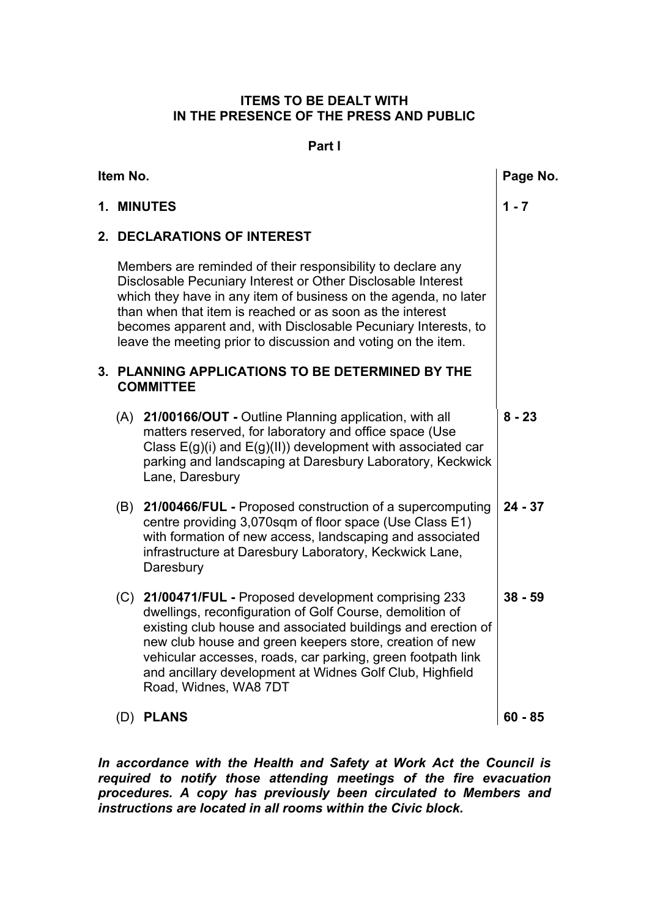**ITEMS TO BE DEALT WITH IN THE PRESENCE OF THE PRESS AND PUBLIC**

**Part I**

| Item No. | | Page No. |
|---|---|---|
| **1. MINUTES** | | 1 - 7 |
| **2. DECLARATIONS OF INTEREST** | | |
| | Members are reminded of their responsibility to declare any Disclosable Pecuniary Interest or Other Disclosable Interest which they have in any item of business on the agenda, no later than when that item is reached or as soon as the interest becomes apparent and, with Disclosable Pecuniary Interests, to leave the meeting prior to discussion and voting on the item. | |
| **3. PLANNING APPLICATIONS TO BE DETERMINED BY THE COMMITTEE** | | |
| (A) | **21/00166/OUT -** Outline Planning application, with all matters reserved, for laboratory and office space (Use Class E(g)(i) and E(g)(II)) development with associated car parking and landscaping at Daresbury Laboratory, Keckwick Lane, Daresbury | 8 - 23 |
| (B) | **21/00466/FUL -** Proposed construction of a supercomputing centre providing 3,070sqm of floor space (Use Class E1) with formation of new access, landscaping and associated infrastructure at Daresbury Laboratory, Keckwick Lane, Daresbury | 24 - 37 |
| (C) | **21/00471/FUL -** Proposed development comprising 233 dwellings, reconfiguration of Golf Course, demolition of existing club house and associated buildings and erection of new club house and green keepers store, creation of new vehicular accesses, roads, car parking, green footpath link and ancillary development at Widnes Golf Club, Highfield Road, Widnes, WA8 7DT | 38 - 59 |
| (D) | **PLANS** | 60 - 85 |

***In accordance with the Health and Safety at Work Act the Council is required to notify those attending meetings of the fire evacuation procedures. A copy has previously been circulated to Members and instructions are located in all rooms within the Civic block.***